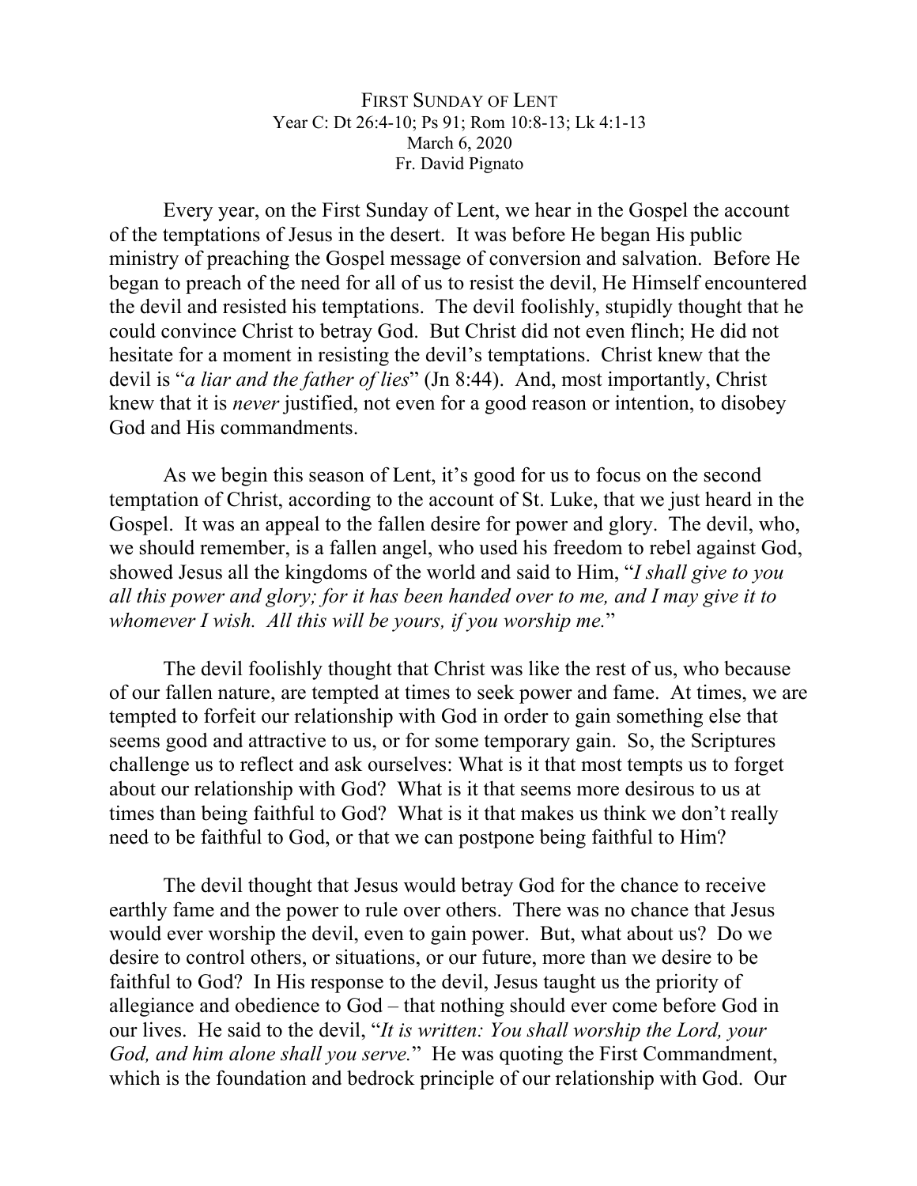FIRST SUNDAY OF LENT
Year C: Dt 26:4-10; Ps 91; Rom 10:8-13; Lk 4:1-13
March 6, 2020
Fr. David Pignato

Every year, on the First Sunday of Lent, we hear in the Gospel the account of the temptations of Jesus in the desert. It was before He began His public ministry of preaching the Gospel message of conversion and salvation. Before He began to preach of the need for all of us to resist the devil, He Himself encountered the devil and resisted his temptations. The devil foolishly, stupidly thought that he could convince Christ to betray God. But Christ did not even flinch; He did not hesitate for a moment in resisting the devil's temptations. Christ knew that the devil is "*a liar and the father of lies*" (Jn 8:44). And, most importantly, Christ knew that it is *never* justified, not even for a good reason or intention, to disobey God and His commandments.

As we begin this season of Lent, it's good for us to focus on the second temptation of Christ, according to the account of St. Luke, that we just heard in the Gospel. It was an appeal to the fallen desire for power and glory. The devil, who, we should remember, is a fallen angel, who used his freedom to rebel against God, showed Jesus all the kingdoms of the world and said to Him, "*I shall give to you all this power and glory; for it has been handed over to me, and I may give it to whomever I wish. All this will be yours, if you worship me.*"

The devil foolishly thought that Christ was like the rest of us, who because of our fallen nature, are tempted at times to seek power and fame. At times, we are tempted to forfeit our relationship with God in order to gain something else that seems good and attractive to us, or for some temporary gain. So, the Scriptures challenge us to reflect and ask ourselves: What is it that most tempts us to forget about our relationship with God? What is it that seems more desirous to us at times than being faithful to God? What is it that makes us think we don't really need to be faithful to God, or that we can postpone being faithful to Him?

The devil thought that Jesus would betray God for the chance to receive earthly fame and the power to rule over others. There was no chance that Jesus would ever worship the devil, even to gain power. But, what about us? Do we desire to control others, or situations, or our future, more than we desire to be faithful to God? In His response to the devil, Jesus taught us the priority of allegiance and obedience to God – that nothing should ever come before God in our lives. He said to the devil, "*It is written: You shall worship the Lord, your God, and him alone shall you serve.*" He was quoting the First Commandment, which is the foundation and bedrock principle of our relationship with God. Our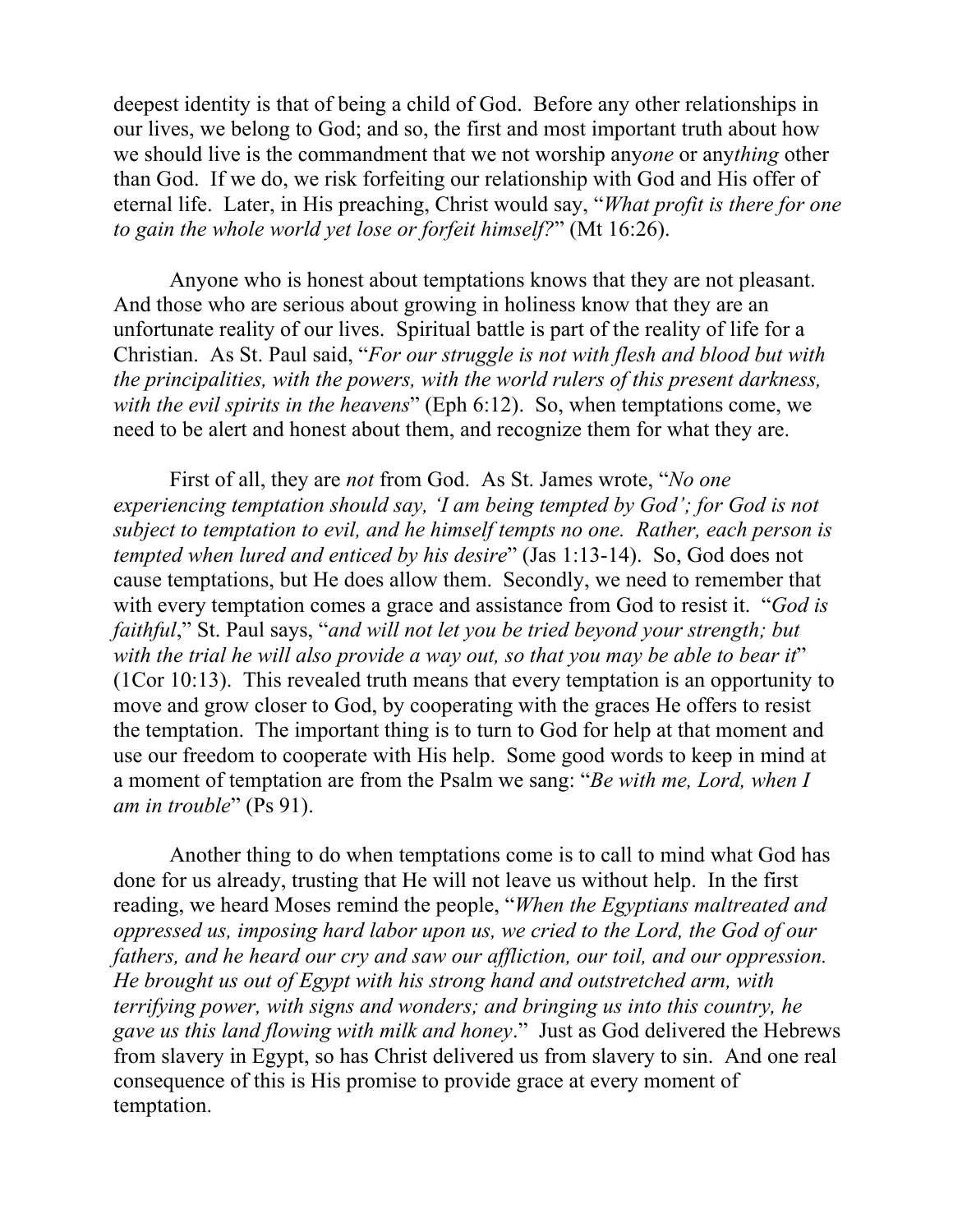deepest identity is that of being a child of God. Before any other relationships in our lives, we belong to God; and so, the first and most important truth about how we should live is the commandment that we not worship any*one* or any*thing* other than God. If we do, we risk forfeiting our relationship with God and His offer of eternal life. Later, in His preaching, Christ would say, "*What profit is there for one to gain the whole world yet lose or forfeit himself?*" (Mt 16:26).

Anyone who is honest about temptations knows that they are not pleasant. And those who are serious about growing in holiness know that they are an unfortunate reality of our lives. Spiritual battle is part of the reality of life for a Christian. As St. Paul said, "*For our struggle is not with flesh and blood but with the principalities, with the powers, with the world rulers of this present darkness, with the evil spirits in the heavens*" (Eph 6:12). So, when temptations come, we need to be alert and honest about them, and recognize them for what they are.

First of all, they are *not* from God. As St. James wrote, "*No one experiencing temptation should say, 'I am being tempted by God'; for God is not subject to temptation to evil, and he himself tempts no one. Rather, each person is tempted when lured and enticed by his desire*" (Jas 1:13-14). So, God does not cause temptations, but He does allow them. Secondly, we need to remember that with every temptation comes a grace and assistance from God to resist it. "*God is faithful*," St. Paul says, "*and will not let you be tried beyond your strength; but with the trial he will also provide a way out, so that you may be able to bear it*" (1Cor 10:13). This revealed truth means that every temptation is an opportunity to move and grow closer to God, by cooperating with the graces He offers to resist the temptation. The important thing is to turn to God for help at that moment and use our freedom to cooperate with His help. Some good words to keep in mind at a moment of temptation are from the Psalm we sang: "*Be with me, Lord, when I am in trouble*" (Ps 91).

Another thing to do when temptations come is to call to mind what God has done for us already, trusting that He will not leave us without help. In the first reading, we heard Moses remind the people, "*When the Egyptians maltreated and oppressed us, imposing hard labor upon us, we cried to the Lord, the God of our fathers, and he heard our cry and saw our affliction, our toil, and our oppression. He brought us out of Egypt with his strong hand and outstretched arm, with terrifying power, with signs and wonders; and bringing us into this country, he gave us this land flowing with milk and honey*." Just as God delivered the Hebrews from slavery in Egypt, so has Christ delivered us from slavery to sin. And one real consequence of this is His promise to provide grace at every moment of temptation.